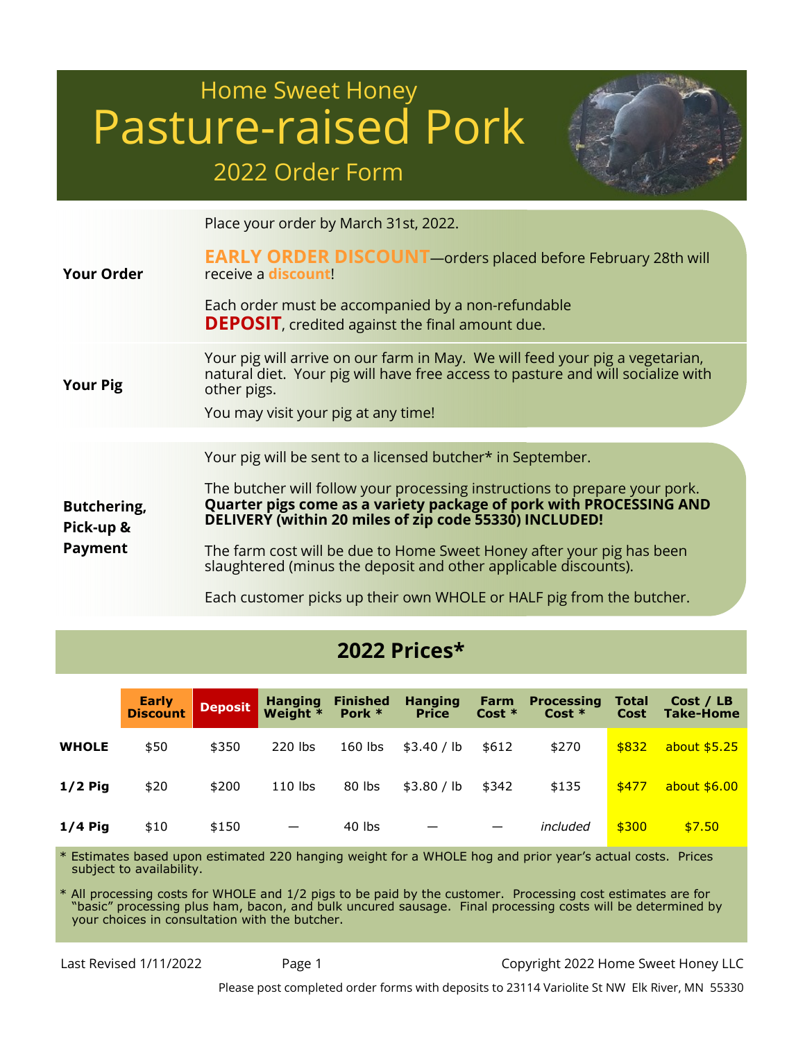Home Sweet Honey

# Pasture-raised Pork

## 2022 Order Form

**Your Order**

Place your order by March 31st, 2022.

**EARLY ORDER DISCOUNT**—orders placed before February 28th will receive a **discount**!

Each order must be accompanied by a non-refundable **DEPOSIT**, credited against the final amount due.

**Your Pig**

Your pig will arrive on our farm in May. We will feed your pig a vegetarian, natural diet. Your pig will have free access to pasture and will socialize with other pigs.

You may visit your pig at any time!

**Butchering, Pick-up & Payment**

Your pig will be sent to a licensed butcher* in September.

The butcher will follow your processing instructions to prepare your pork. **Quarter pigs come as a variety package of pork with PROCESSING AND DELIVERY (within 20 miles of zip code 55330) INCLUDED!**

The farm cost will be due to Home Sweet Honey after your pig has been slaughtered (minus the deposit and other applicable discounts).

Each customer picks up their own WHOLE or HALF pig from the butcher.

## 2022 Prices*

| | Early Discount | Deposit | Hanging Weight * | Finished Pork * | Hanging Price | Farm Cost * | Processing Cost * | Total Cost | Cost / LB Take-Home |
|---|---|---|---|---|---|---|---|---|---|
| **WHOLE** | $50 | $350 | 220 lbs | 160 lbs | $3.40 / lb | $612 | $270 | $832 | about $5.25 |
| **1/2 Pig** | $20 | $200 | 110 lbs | 80 lbs | $3.80 / lb | $342 | $135 | $477 | about $6.00 |
| **1/4 Pig** | $10 | $150 | — | 40 lbs | — | — | *included* | $300 | $7.50 |

* Estimates based upon estimated 220 hanging weight for a WHOLE hog and prior year's actual costs. Prices subject to availability.

* All processing costs for WHOLE and 1/2 pigs to be paid by the customer. Processing cost estimates are for "basic" processing plus ham, bacon, and bulk uncured sausage. Final processing costs will be determined by your choices in consultation with the butcher.

Last Revised 1/11/2022

Copyright 2022 Home Sweet Honey LLC

Please post completed order forms with deposits to 23114 Variolite St NW Elk River, MN 55330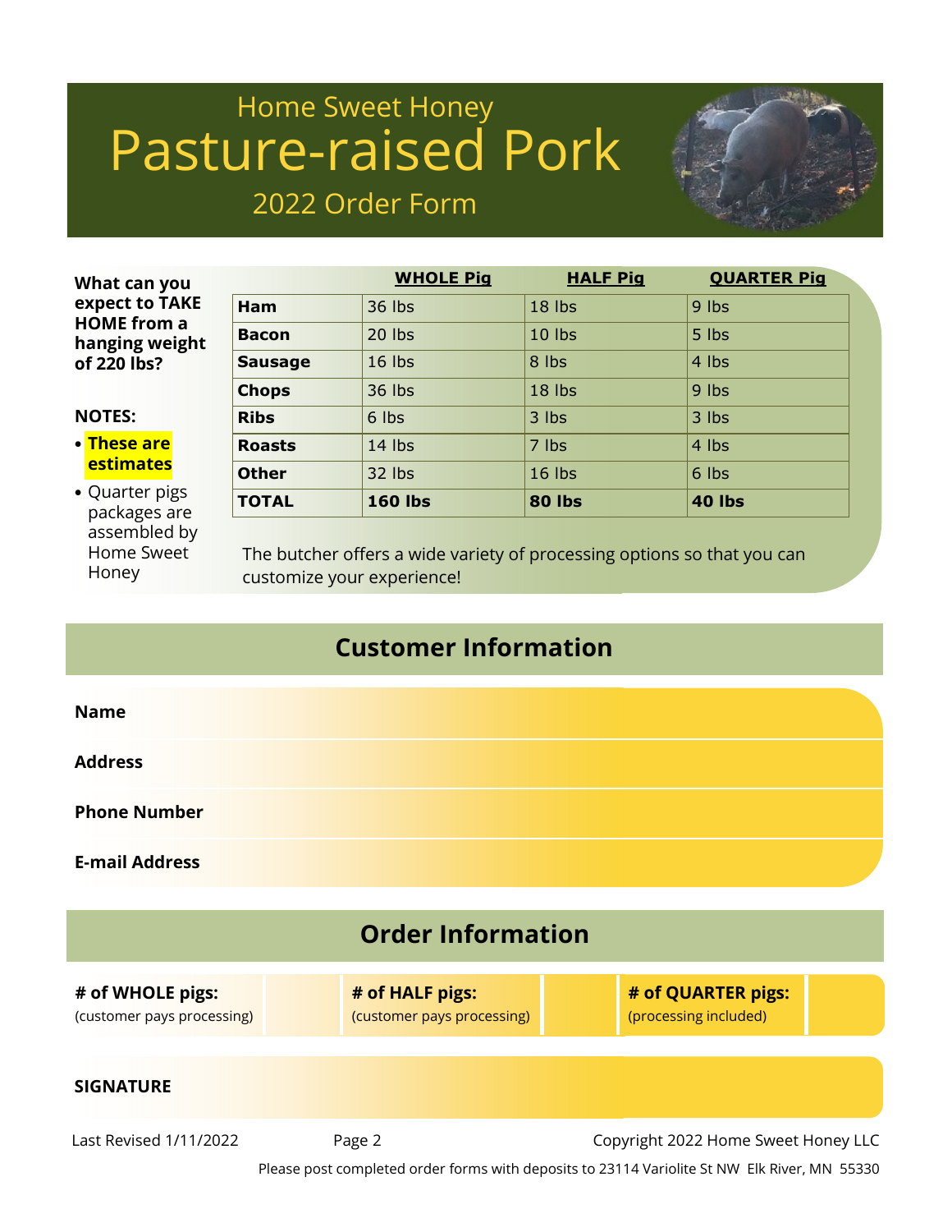# Home Sweet Honey
# Pasture-raised Pork
## 2022 Order Form

**What can you expect to TAKE HOME from a hanging weight of 220 lbs?**

| | WHOLE Pig | HALF Pig | QUARTER Pig |
|---|---|---|---|
| **Ham** | 36 lbs | 18 lbs | 9 lbs |
| **Bacon** | 20 lbs | 10 lbs | 5 lbs |
| **Sausage** | 16 lbs | 8 lbs | 4 lbs |
| **Chops** | 36 lbs | 18 lbs | 9 lbs |
| **Ribs** | 6 lbs | 3 lbs | 3 lbs |
| **Roasts** | 14 lbs | 7 lbs | 4 lbs |
| **Other** | 32 lbs | 16 lbs | 6 lbs |
| **TOTAL** | **160 lbs** | **80 lbs** | **40 lbs** |

**NOTES:**

- **These are estimates**
- Quarter pigs packages are assembled by Home Sweet Honey

The butcher offers a wide variety of processing options so that you can customize your experience!

## Customer Information

**Name**

**Address**

**Phone Number**

**E-mail Address**

## Order Information

**# of WHOLE pigs:** (customer pays processing)

**# of HALF pigs:** (customer pays processing)

**# of QUARTER pigs:** (processing included)

**SIGNATURE**

Last Revised 1/11/2022

Copyright 2022 Home Sweet Honey LLC

Please post completed order forms with deposits to 23114 Variolite St NW Elk River, MN 55330